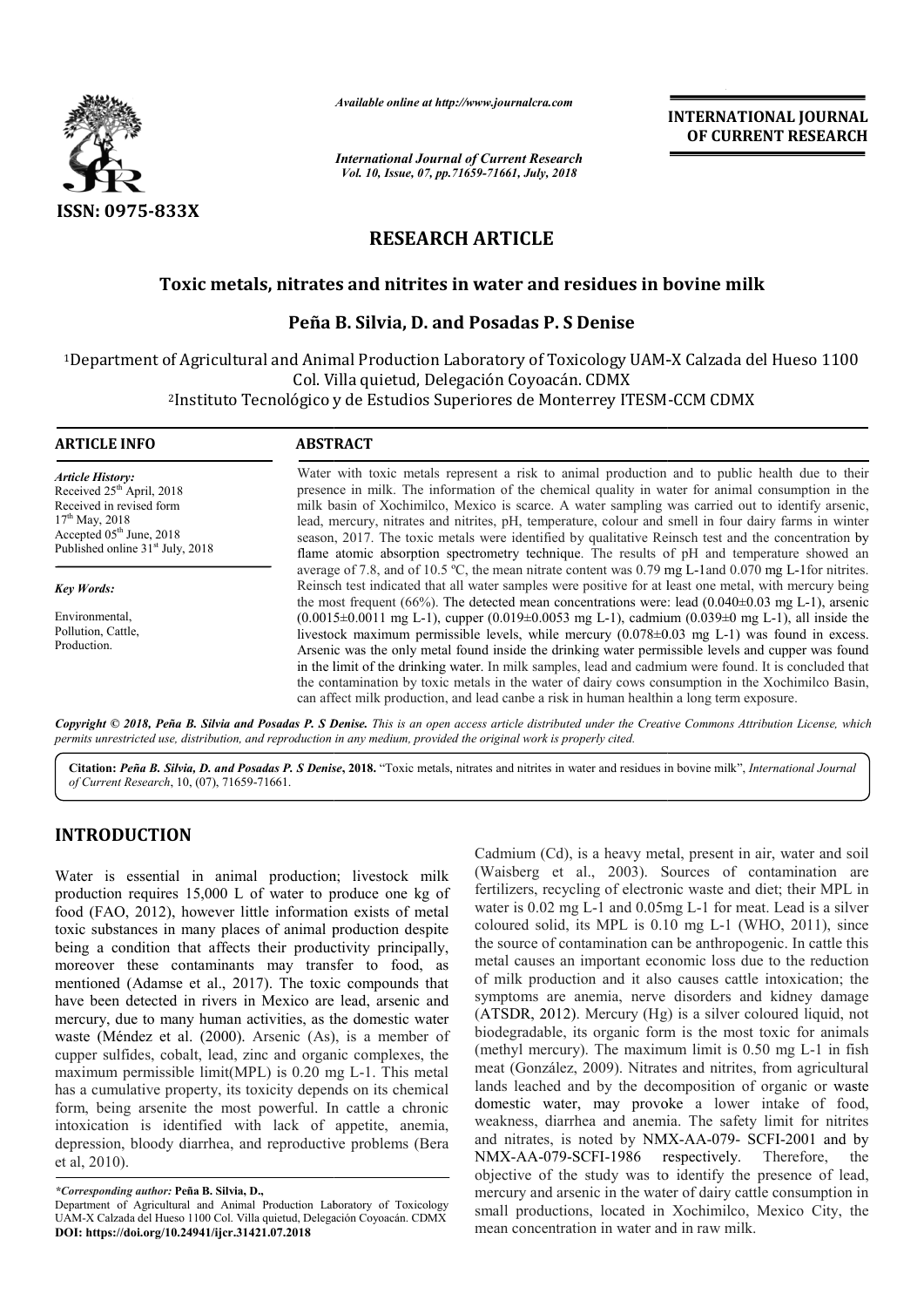*Available online at http://www.journalcra.com*

*International Journal of Current Research*
*Vol. 10, Issue, 07, pp.71659-71661, July, 2018*

**INTERNATIONAL JOURNAL OF CURRENT RESEARCH**

ISSN: 0975-833X

# RESEARCH ARTICLE

## Toxic metals, nitrates and nitrites in water and residues in bovine milk

**Peña B. Silvia, D. and Posadas P. S Denise**

[1]Department of Agricultural and Animal Production Laboratory of Toxicology UAM-X Calzada del Hueso 1100 Col. Villa quietud, Delegación Coyoacán. CDMX

[2]Instituto Tecnológico y de Estudios Superiores de Monterrey ITESM-CCM CDMX

### ARTICLE INFO

*Article History:*
Received 25th April, 2018
Received in revised form 17th May, 2018
Accepted 05th June, 2018
Published online 31st July, 2018

*Key Words:*
Environmental, Pollution, Cattle, Production.

### ABSTRACT

Water with toxic metals represent a risk to animal production and to public health due to their presence in milk. The information of the chemical quality in water for animal consumption in the milk basin of Xochimilco, Mexico is scarce. A water sampling was carried out to identify arsenic, lead, mercury, nitrates and nitrites, pH, temperature, colour and smell in four dairy farms in winter season, 2017. The toxic metals were identified by qualitative Reinsch test and the concentration by flame atomic absorption spectrometry technique. The results of pH and temperature showed an average of 7.8, and of 10.5 ºC, the mean nitrate content was 0.79 mg L-1and 0.070 mg L-1for nitrites. Reinsch test indicated that all water samples were positive for at least one metal, with mercury being the most frequent (66%). The detected mean concentrations were: lead (0.040±0.03 mg L-1), arsenic (0.0015±0.0011 mg L-1), cupper (0.019±0.0053 mg L-1), cadmium (0.039±0 mg L-1), all inside the livestock maximum permissible levels, while mercury (0.078±0.03 mg L-1) was found in excess. Arsenic was the only metal found inside the drinking water permissible levels and cupper was found in the limit of the drinking water. In milk samples, lead and cadmium were found. It is concluded that the contamination by toxic metals in the water of dairy cows consumption in the Xochimilco Basin, can affect milk production, and lead canbe a risk in human healthin a long term exposure.

***Copyright © 2018, Peña B. Silvia and Posadas P. S Denise.*** *This is an open access article distributed under the Creative Commons Attribution License, which permits unrestricted use, distribution, and reproduction in any medium, provided the original work is properly cited.*

**Citation:** ***Peña B. Silvia, D. and Posadas P. S Denise*, 2018.** "Toxic metals, nitrates and nitrites in water and residues in bovine milk", *International Journal of Current Research*, 10, (07), 71659-71661.

## INTRODUCTION

Water is essential in animal production; livestock milk production requires 15,000 L of water to produce one kg of food (FAO, 2012), however little information exists of metal toxic substances in many places of animal production despite being a condition that affects their productivity principally, moreover these contaminants may transfer to food, as mentioned (Adamse et al., 2017). The toxic compounds that have been detected in rivers in Mexico are lead, arsenic and mercury, due to many human activities, as the domestic water waste (Méndez et al. (2000). Arsenic (As), is a member of cupper sulfides, cobalt, lead, zinc and organic complexes, the maximum permissible limit(MPL) is 0.20 mg L-1. This metal has a cumulative property, its toxicity depends on its chemical form, being arsenite the most powerful. In cattle a chronic intoxication is identified with lack of appetite, anemia, depression, bloody diarrhea, and reproductive problems (Bera et al, 2010).

Cadmium (Cd), is a heavy metal, present in air, water and soil (Waisberg et al., 2003). Sources of contamination are fertilizers, recycling of electronic waste and diet; their MPL in water is 0.02 mg L-1 and 0.05mg L-1 for meat. Lead is a silver coloured solid, its MPL is 0.10 mg L-1 (WHO, 2011), since the source of contamination can be anthropogenic. In cattle this metal causes an important economic loss due to the reduction of milk production and it also causes cattle intoxication; the symptoms are anemia, nerve disorders and kidney damage (ATSDR, 2012). Mercury (Hg) is a silver coloured liquid, not biodegradable, its organic form is the most toxic for animals (methyl mercury). The maximum limit is 0.50 mg L-1 in fish meat (González, 2009). Nitrates and nitrites, from agricultural lands leached and by the decomposition of organic or waste domestic water, may provoke a lower intake of food, weakness, diarrhea and anemia. The safety limit for nitrites and nitrates, is noted by NMX-AA-079- SCFI-2001 and by NMX-AA-079-SCFI-1986 respectively. Therefore, the objective of the study was to identify the presence of lead, mercury and arsenic in the water of dairy cattle consumption in small productions, located in Xochimilco, Mexico City, the mean concentration in water and in raw milk.

---

**\*Corresponding author: Peña B. Silvia, D.,**
Department of Agricultural and Animal Production Laboratory of Toxicology UAM-X Calzada del Hueso 1100 Col. Villa quietud, Delegación Coyoacán. CDMX
**DOI: https://doi.org/10.24941/ijcr.31421.07.2018**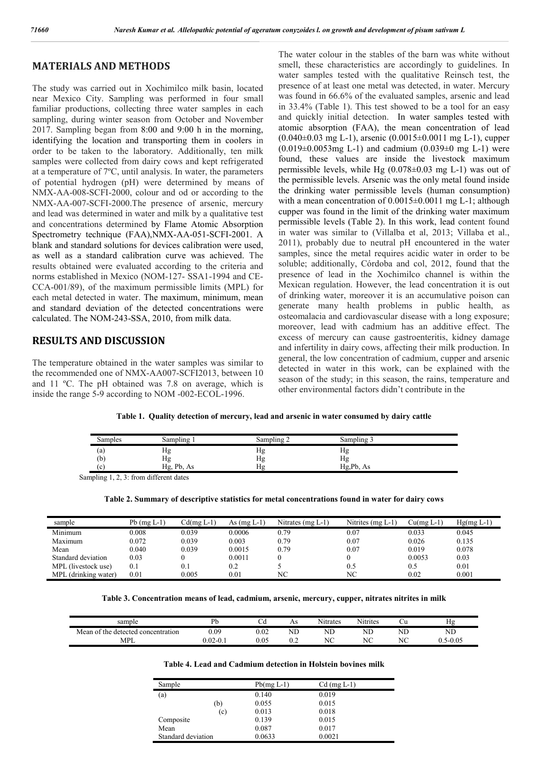## MATERIALS AND METHODS

The study was carried out in Xochimilco milk basin, located near Mexico City. Sampling was performed in four small familiar productions, collecting three water samples in each sampling, during winter season from October and November 2017. Sampling began from 8:00 and 9:00 h in the morning, identifying the location and transporting them in coolers in order to be taken to the laboratory. Additionally, ten milk samples were collected from dairy cows and kept refrigerated at a temperature of 7ºC, until analysis. In water, the parameters of potential hydrogen (pH) were determined by means of NMX-AA-008-SCFI-2000, colour and od or according to the NMX-AA-007-SCFI-2000.The presence of arsenic, mercury and lead was determined in water and milk by a qualitative test and concentrations determined by Flame Atomic Absorption Spectrometry technique (FAA),NMX-AA-051-SCFI-2001. A blank and standard solutions for devices calibration were used, as well as a standard calibration curve was achieved. The results obtained were evaluated according to the criteria and norms established in Mexico (NOM-127- SSA1-1994 and CE-CCA-001/89), of the maximum permissible limits (MPL) for each metal detected in water. The maximum, minimum, mean and standard deviation of the detected concentrations were calculated. The NOM-243-SSA, 2010, from milk data.

## RESULTS AND DISCUSSION

The temperature obtained in the water samples was similar to the recommended one of NMX-AA007-SCFI2013, between 10 and 11 ºC. The pH obtained was 7.8 on average, which is inside the range 5-9 according to NOM -002-ECOL-1996.

The water colour in the stables of the barn was white without smell, these characteristics are accordingly to guidelines. In water samples tested with the qualitative Reinsch test, the presence of at least one metal was detected, in water. Mercury was found in 66.6% of the evaluated samples, arsenic and lead in 33.4% (Table 1). This test showed to be a tool for an easy and quickly initial detection. In water samples tested with atomic absorption (FAA), the mean concentration of lead (0.040±0.03 mg L-1), arsenic (0.0015±0.0011 mg L-1), cupper (0.019±0.0053mg L-1) and cadmium (0.039±0 mg L-1) were found, these values are inside the livestock maximum permissible levels, while Hg (0.078±0.03 mg L-1) was out of the permissible levels. Arsenic was the only metal found inside the drinking water permissible levels (human consumption) with a mean concentration of 0.0015±0.0011 mg L-1; although cupper was found in the limit of the drinking water maximum permissible levels (Table 2). In this work, lead content found in water was similar to (Villalba et al, 2013; Villaba et al., 2011), probably due to neutral pH encountered in the water samples, since the metal requires acidic water in order to be soluble; additionally, Córdoba and col, 2012, found that the presence of lead in the Xochimilco channel is within the Mexican regulation. However, the lead concentration it is out of drinking water, moreover it is an accumulative poison can generate many health problems in public health, as osteomalacia and cardiovascular disease with a long exposure; moreover, lead with cadmium has an additive effect. The excess of mercury can cause gastroenteritis, kidney damage and infertility in dairy cows, affecting their milk production. In general, the low concentration of cadmium, cupper and arsenic detected in water in this work, can be explained with the season of the study; in this season, the rains, temperature and other environmental factors didn't contribute in the

**Table 1. Quality detection of mercury, lead and arsenic in water consumed by dairy cattle**

| Samples | Sampling 1 | Sampling 2 | Sampling 3 |
|---|---|---|---|
| (a) | Hg | Hg | Hg |
| (b) | Hg | Hg | Hg |
| (c) | Hg, Pb, As | Hg | Hg,Pb, As |

Sampling 1, 2, 3: from different dates

**Table 2. Summary of descriptive statistics for metal concentrations found in water for dairy cows**

| sample | Pb (mg L-1) | Cd(mg L-1) | As (mg L-1) | Nitrates (mg L-1) | Nitrites (mg L-1) | Cu(mg L-1) | Hg(mg L-1) |
|---|---|---|---|---|---|---|---|
| Minimum | 0.008 | 0.039 | 0.0006 | 0.79 | 0.07 | 0.033 | 0.045 |
| Maximum | 0.072 | 0.039 | 0.003 | 0.79 | 0.07 | 0.026 | 0.135 |
| Mean | 0.040 | 0.039 | 0.0015 | 0.79 | 0.07 | 0.019 | 0.078 |
| Standard deviation | 0.03 | 0 | 0.0011 | 0 | 0 | 0.0053 | 0.03 |
| MPL (livestock use) | 0.1 | 0.1 | 0.2 | 5 | 0.5 | 0.5 | 0.01 |
| MPL (drinking water) | 0.01 | 0.005 | 0.01 | NC | NC | 0.02 | 0.001 |

**Table 3. Concentration means of lead, cadmium, arsenic, mercury, cupper, nitrates nitrites in milk**

| sample | Pb | Cd | As | Nitrates | Nitrites | Cu | Hg |
|---|---|---|---|---|---|---|---|
| Mean of the detected concentration | 0.09 | 0.02 | ND | ND | ND | ND | ND |
| MPL | 0.02-0.1 | 0.05 | 0.2 | NC | NC | NC | 0.5-0.05 |

**Table 4. Lead and Cadmium detection in Holstein bovines milk**

| Sample | Pb(mg L-1) | Cd (mg L-1) |
|---|---|---|
| (a) | 0.140 | 0.019 |
| (b) | 0.055 | 0.015 |
| (c) | 0.013 | 0.018 |
| Composite | 0.139 | 0.015 |
| Mean | 0.087 | 0.017 |
| Standard deviation | 0.0633 | 0.0021 |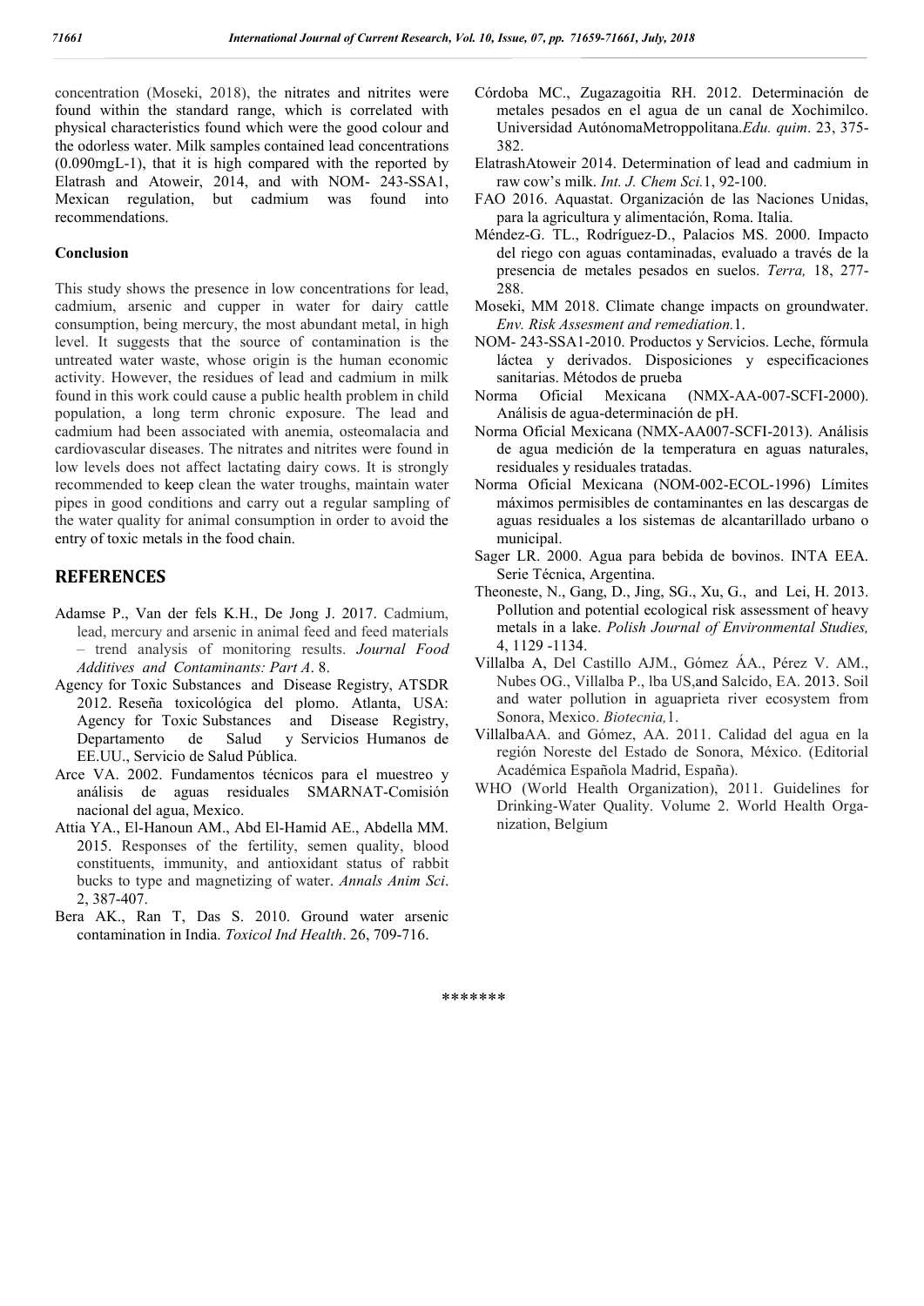concentration (Moseki, 2018), the nitrates and nitrites were found within the standard range, which is correlated with physical characteristics found which were the good colour and the odorless water. Milk samples contained lead concentrations (0.090mgL-1), that it is high compared with the reported by Elatrash and Atoweir, 2014, and with NOM- 243-SSA1, Mexican regulation, but cadmium was found into recommendations.

### Conclusion

This study shows the presence in low concentrations for lead, cadmium, arsenic and cupper in water for dairy cattle consumption, being mercury, the most abundant metal, in high level. It suggests that the source of contamination is the untreated water waste, whose origin is the human economic activity. However, the residues of lead and cadmium in milk found in this work could cause a public health problem in child population, a long term chronic exposure. The lead and cadmium had been associated with anemia, osteomalacia and cardiovascular diseases. The nitrates and nitrites were found in low levels does not affect lactating dairy cows. It is strongly recommended to keep clean the water troughs, maintain water pipes in good conditions and carry out a regular sampling of the water quality for animal consumption in order to avoid the entry of toxic metals in the food chain.

## REFERENCES

- Adamse P., Van der fels K.H., De Jong J. 2017. Cadmium, lead, mercury and arsenic in animal feed and feed materials – trend analysis of monitoring results. *Journal Food Additives and Contaminants: Part A*. 8.
- Agency for Toxic Substances and Disease Registry, ATSDR 2012. Reseña toxicológica del plomo. Atlanta, USA: Agency for Toxic Substances and Disease Registry, Departamento de Salud y Servicios Humanos de EE.UU., Servicio de Salud Pública.
- Arce VA. 2002. Fundamentos técnicos para el muestreo y análisis de aguas residuales SMARNAT-Comisión nacional del agua, Mexico.
- Attia YA., El-Hanoun AM., Abd El-Hamid AE., Abdella MM. 2015. Responses of the fertility, semen quality, blood constituents, immunity, and antioxidant status of rabbit bucks to type and magnetizing of water. *Annals Anim Sci*. 2, 387-407.
- Bera AK., Ran T, Das S. 2010. Ground water arsenic contamination in India. *Toxicol Ind Health*. 26, 709-716.
- Córdoba MC., Zugazagoitia RH. 2012. Determinación de metales pesados en el agua de un canal de Xochimilco. Universidad AutónomaMetroppolitana.*Edu. quim*. 23, 375-382.
- ElatrashAtoweir 2014. Determination of lead and cadmium in raw cow's milk. *Int. J. Chem Sci.*1, 92-100.
- FAO 2016. Aquastat. Organización de las Naciones Unidas, para la agricultura y alimentación, Roma. Italia.
- Méndez-G. TL., Rodríguez-D., Palacios MS. 2000. Impacto del riego con aguas contaminadas, evaluado a través de la presencia de metales pesados en suelos. *Terra,* 18, 277-288.
- Moseki, MM 2018. Climate change impacts on groundwater. *Env. Risk Assesment and remediation.*1.
- NOM- 243-SSA1-2010. Productos y Servicios. Leche, fórmula láctea y derivados. Disposiciones y especificaciones sanitarias. Métodos de prueba
- Norma Oficial Mexicana (NMX-AA-007-SCFI-2000). Análisis de agua-determinación de pH.
- Norma Oficial Mexicana (NMX-AA007-SCFI-2013). Análisis de agua medición de la temperatura en aguas naturales, residuales y residuales tratadas.
- Norma Oficial Mexicana (NOM-002-ECOL-1996) Límites máximos permisibles de contaminantes en las descargas de aguas residuales a los sistemas de alcantarillado urbano o municipal.
- Sager LR. 2000. Agua para bebida de bovinos. INTA EEA. Serie Técnica, Argentina.
- Theoneste, N., Gang, D., Jing, SG., Xu, G., and Lei, H. 2013. Pollution and potential ecological risk assessment of heavy metals in a lake. *Polish Journal of Environmental Studies,* 4, 1129 -1134.
- Villalba A, Del Castillo AJM., Gómez ÁA., Pérez V. AM., Nubes OG., Villalba P., lba US,and Salcido, EA. 2013. Soil and water pollution in aguaprieta river ecosystem from Sonora, Mexico. *Biotecnia,*1.
- VillalbaAA. and Gómez, AA. 2011. Calidad del agua en la región Noreste del Estado de Sonora, México. (Editorial Académica Española Madrid, España).
- WHO (World Health Organization), 2011. Guidelines for Drinking-Water Quality. Volume 2. World Health Organization, Belgium

*******